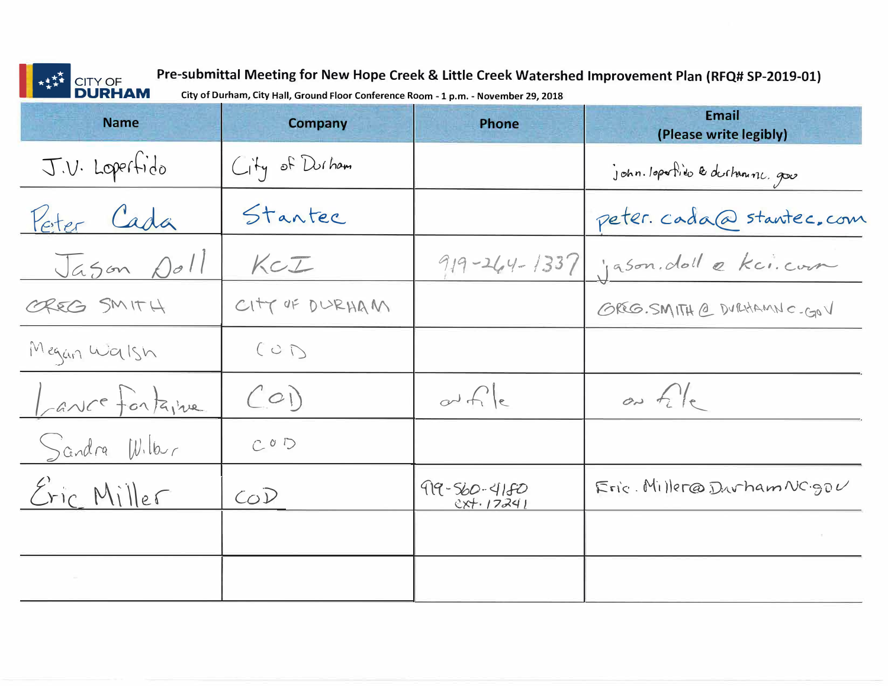CITY OF DURHAM

# Pre-submittal Meeting for New Hope Creek & Little Creek Watershed Improvement Plan (RFQ# SP-2019-01)

City of Durham, City Hall, Ground Floor Conference Room - 1 p.m. - November 29, 2018

| Name | Company | Phone | Email (Please write legibly) |
|---|---|---|---|
| J.V. Loperfido | City of Durham | | john.loperfido@durhamnc.gov |
| Peter Cada | Stantec | | peter.cada@stantec.com |
| Jason Doll | KCI | 919-264-1337 | jason.doll@kci.com |
| GREG SMITH | CITY OF DURHAM | | GREG.SMITH@DURHAMNC.GOV |
| Megan Walsh | COD | | |
| Lance Fontaine | COD | on file | on file |
| Sandra Wilbur | COD | | |
| Eric Miller | COD | 919-560-4180 ext. 17241 | Eric.Miller@DurhamNC.gov |
| | | | |
| | | | |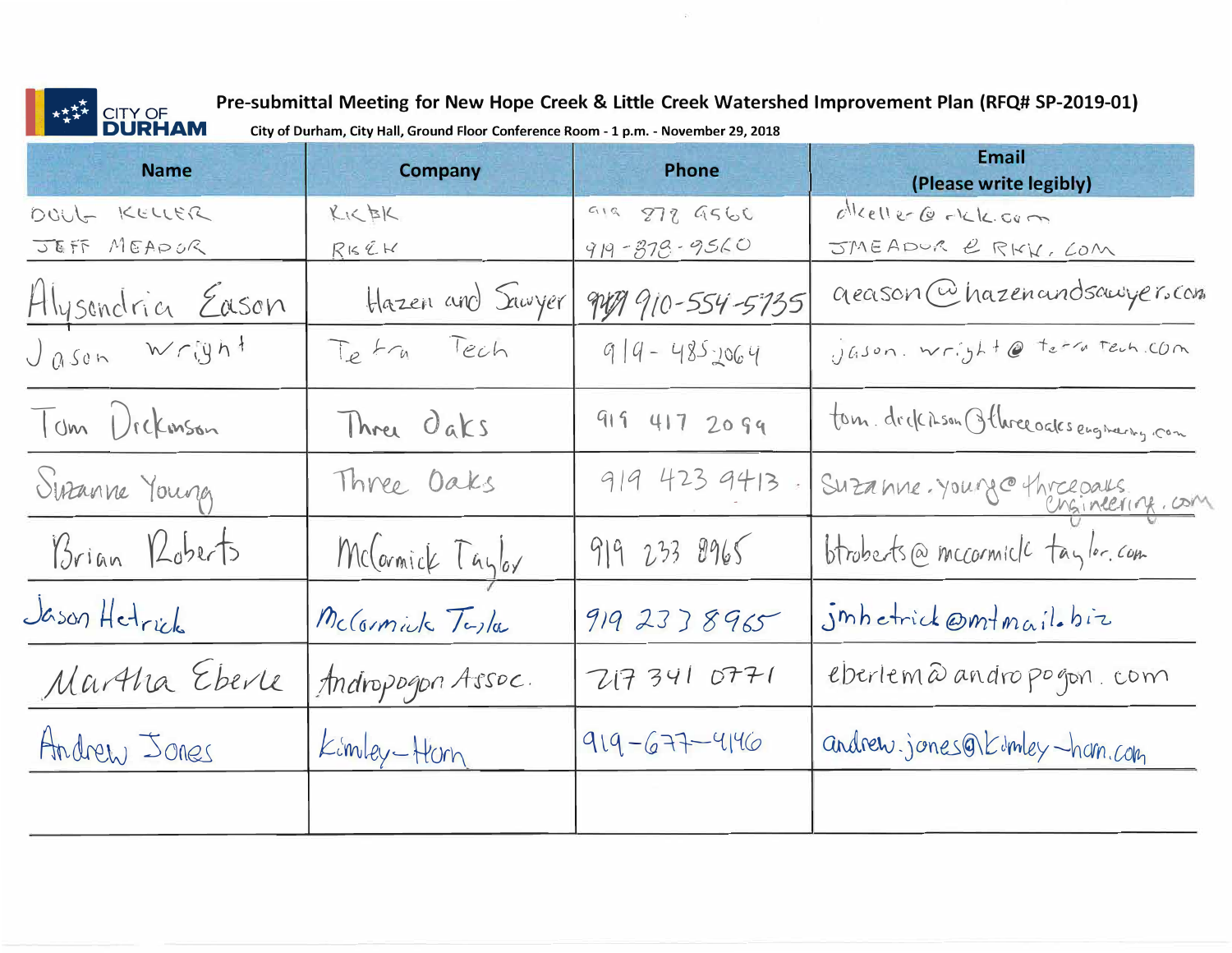**CITY OF DURHAM**

## Pre-submittal Meeting for New Hope Creek & Little Creek Watershed Improvement Plan (RFQ# SP-2019-01)

City of Durham, City Hall, Ground Floor Conference Room - 1 p.m. - November 29, 2018

| Name | Company | Phone | Email (Please write legibly) |
|---|---|---|---|
| DOUG KELLER | RK&K | 919 878 9560 | dkeller@rkk.com |
| JEFF MEADOR | RK&K | 919-878-9560 | JMEADOR@RKK.COM |
| Alysondria Eason | Hazen and Sawyer | 910-554-5735 | aeason@hazenandsawyer.com |
| Jason Wright | Tetra Tech | 919-485-2064 | jason.wright@tetratech.com |
| Tom Dickinson | Three Oaks | 919 417 2099 | tom.dickinson@threeoaksengineering.com |
| Suzanne Young | Three Oaks | 919 423 9413 | Suzanne.young@threeoaksengineering.com |
| Brian Roberts | McCormick Taylor | 919 233 8965 | btroberts@mccormicktaylor.com |
| Jason Hetrick | McCormick Taylor | 919 233 8965 | jmhetrick@mtmail.biz |
| Martha Eberle | Andropogon Assoc. | 217 341 0771 | eberlem@andropogon.com |
| Andrew Jones | Kimley-Horn | 919-677-4146 | andrew.jones@kimley-horn.com |
| | | | |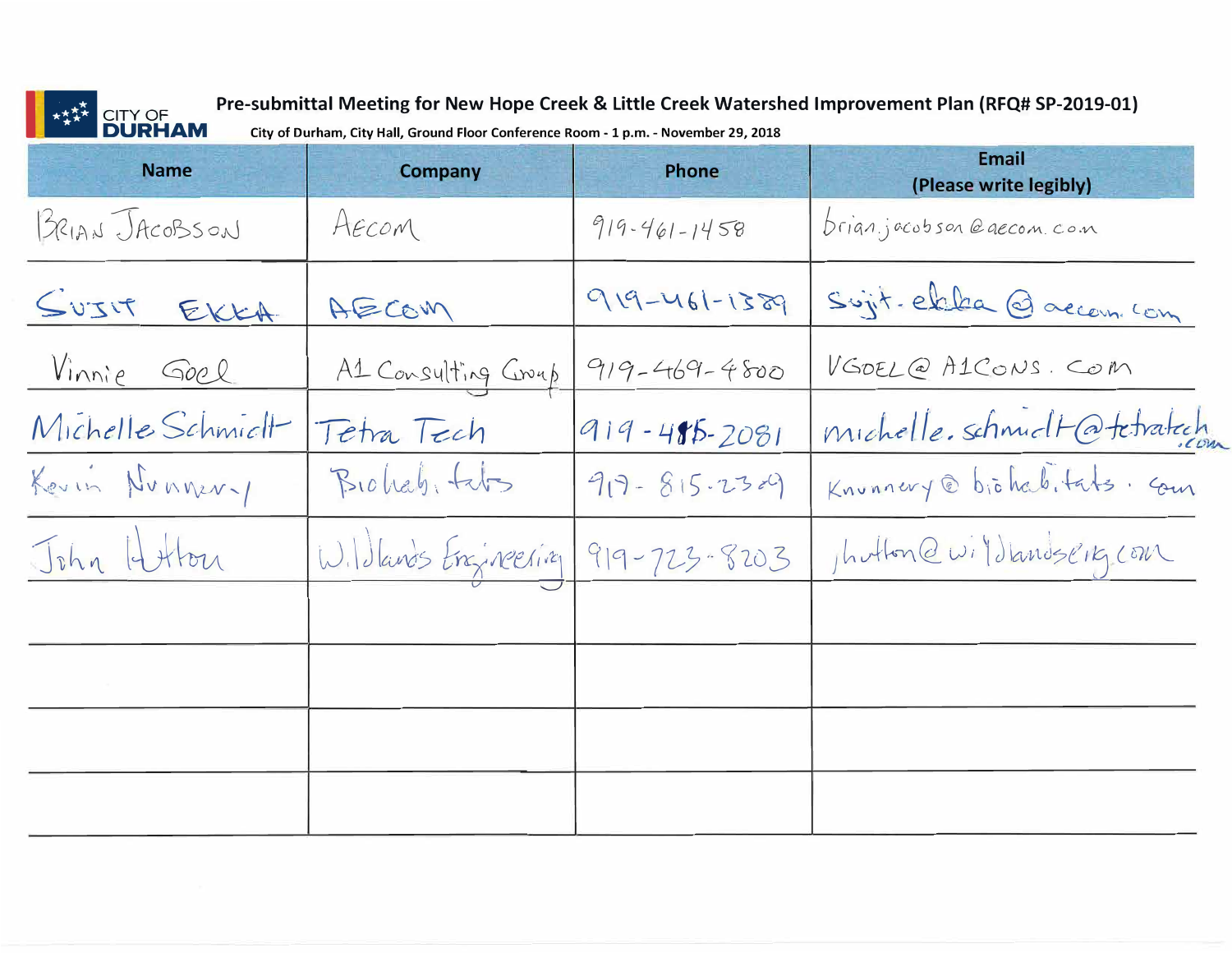CITY OF DURHAM

## Pre-submittal Meeting for New Hope Creek & Little Creek Watershed Improvement Plan (RFQ# SP-2019-01)

**City of Durham, City Hall, Ground Floor Conference Room - 1 p.m. - November 29, 2018**

| Name | Company | Phone | Email (Please write legibly) |
|---|---|---|---|
| Brian Jacobson | AECOM | 919-461-1458 | brian.jacobson@aecom.com |
| Sujit Ekka | AECOM | 919-461-1389 | sujit.ekka@aecom.com |
| Vinnie Goel | A1 Consulting Group | 919-469-4800 | VGOEL@A1CONS.COM |
| Michelle Schmidt | Tetra Tech | 919-485-2081 | michelle.schmidt@tetratech.com |
| Kevin Nunnery | Biohabitats | 919-815-2329 | Knunnery@biohabitats.com |
| John Hutton | Wildlands Engineering | 919-723-8203 | jhutton@wildlandseng.com |
| | | | |
| | | | |
| | | | |
| | | | |